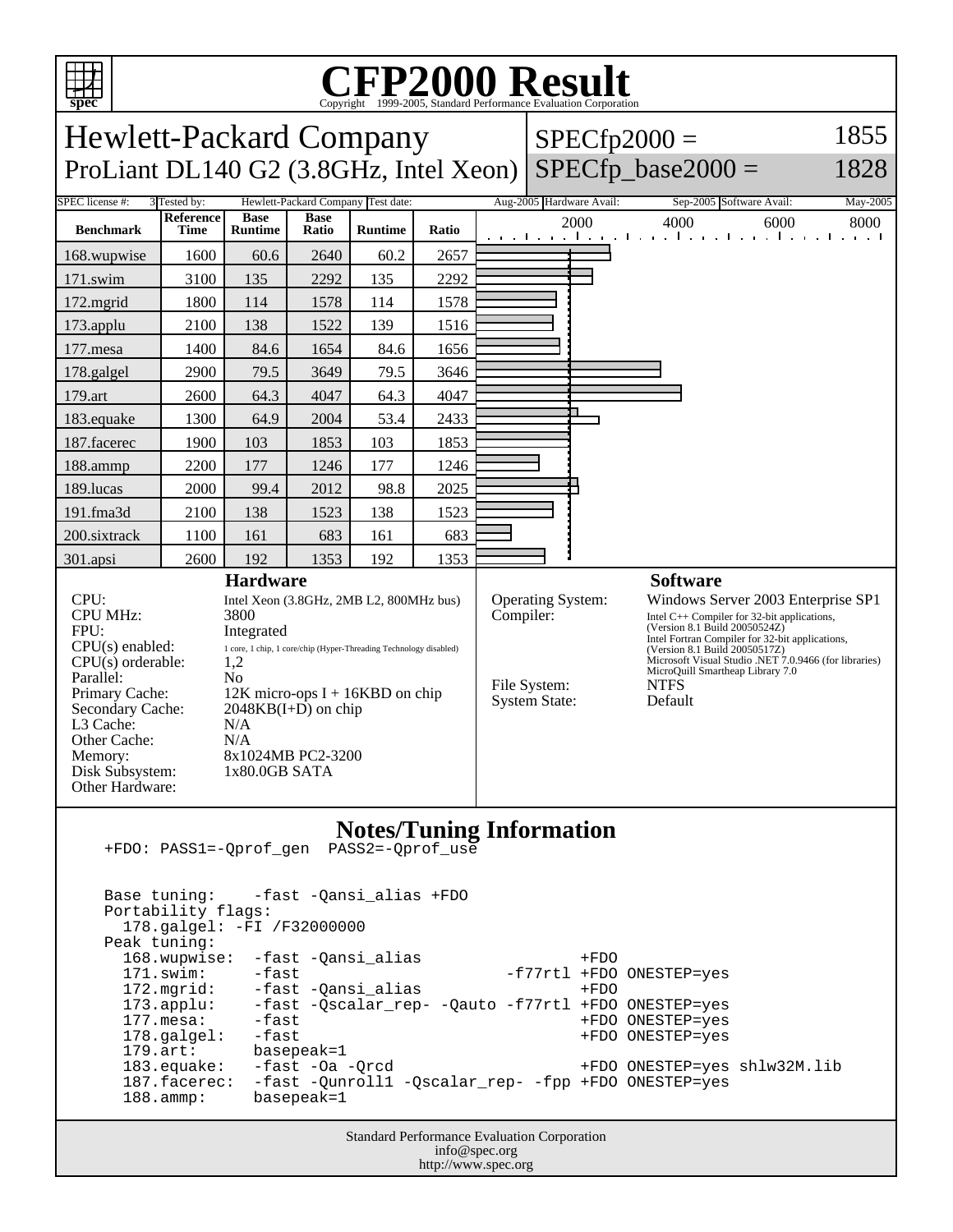# CFP2000 Result

Copyright 1999-2005, Standard Performance Evaluation Corporation

## Hewlett-Packard Company
## ProLiant DL140 G2 (3.8GHz, Intel Xeon)

SPECfp2000 = 1855
SPECfp_base2000 = 1828

| SPEC license #: | 3 | Tested by: | Hewlett-Packard Company | Test date: | Aug-2005 | Hardware Avail: | Sep-2005 | Software Avail: | May-2005 |
|---|---|---|---|---|---|---|---|---|---|

| Benchmark | Reference Time | Base Runtime | Base Ratio | Runtime | Ratio |
|---|---|---|---|---|---|
| 168.wupwise | 1600 | 60.6 | 2640 | 60.2 | 2657 |
| 171.swim | 3100 | 135 | 2292 | 135 | 2292 |
| 172.mgrid | 1800 | 114 | 1578 | 114 | 1578 |
| 173.applu | 2100 | 138 | 1522 | 139 | 1516 |
| 177.mesa | 1400 | 84.6 | 1654 | 84.6 | 1656 |
| 178.galgel | 2900 | 79.5 | 3649 | 79.5 | 3646 |
| 179.art | 2600 | 64.3 | 4047 | 64.3 | 4047 |
| 183.equake | 1300 | 64.9 | 2004 | 53.4 | 2433 |
| 187.facerec | 1900 | 103 | 1853 | 103 | 1853 |
| 188.ammp | 2200 | 177 | 1246 | 177 | 1246 |
| 189.lucas | 2000 | 99.4 | 2012 | 98.8 | 2025 |
| 191.fma3d | 2100 | 138 | 1523 | 138 | 1523 |
| 200.sixtrack | 1100 | 161 | 683 | 161 | 683 |
| 301.apsi | 2600 | 192 | 1353 | 192 | 1353 |

### Hardware

| | |
|---|---|
| CPU: | Intel Xeon (3.8GHz, 2MB L2, 800MHz bus) |
| CPU MHz: | 3800 |
| FPU: | Integrated |
| CPU(s) enabled: | 1 core, 1 chip, 1 core/chip (Hyper-Threading Technology disabled) |
| CPU(s) orderable: | 1,2 |
| Parallel: | No |
| Primary Cache: | 12K micro-ops I + 16KBD on chip |
| Secondary Cache: | 2048KB(I+D) on chip |
| L3 Cache: | N/A |
| Other Cache: | N/A |
| Memory: | 8x1024MB PC2-3200 |
| Disk Subsystem: | 1x80.0GB SATA |
| Other Hardware: | |

### Software

| | |
|---|---|
| Operating System: | Windows Server 2003 Enterprise SP1 |
| Compiler: | Intel C++ Compiler for 32-bit applications, (Version 8.1 Build 20050524Z) Intel Fortran Compiler for 32-bit applications, (Version 8.1 Build 20050517Z) Microsoft Visual Studio .NET 7.0.9466 (for libraries) MicroQuill Smartheap Library 7.0 |
| File System: | NTFS |
| System State: | Default |

### Notes/Tuning Information

```
+FDO: PASS1=-Qprof_gen  PASS2=-Qprof_use


Base tuning:    -fast -Qansi_alias +FDO
Portability flags:
  178.galgel: -FI /F32000000
Peak tuning:
  168.wupwise:  -fast -Qansi_alias                  +FDO
  171.swim:     -fast                        -f77rtl +FDO ONESTEP=yes
  172.mgrid:    -fast -Qansi_alias                  +FDO
  173.applu:    -fast -Qscalar_rep- -Qauto -f77rtl +FDO ONESTEP=yes
  177.mesa:     -fast                               +FDO ONESTEP=yes
  178.galgel:   -fast                               +FDO ONESTEP=yes
  179.art:      basepeak=1
  183.equake:   -fast -Oa -Qrcd                     +FDO ONESTEP=yes shlw32M.lib
  187.facerec:  -fast -Qunroll1 -Qscalar_rep- -fpp +FDO ONESTEP=yes
  188.ammp:     basepeak=1
```

Standard Performance Evaluation Corporation
info@spec.org
http://www.spec.org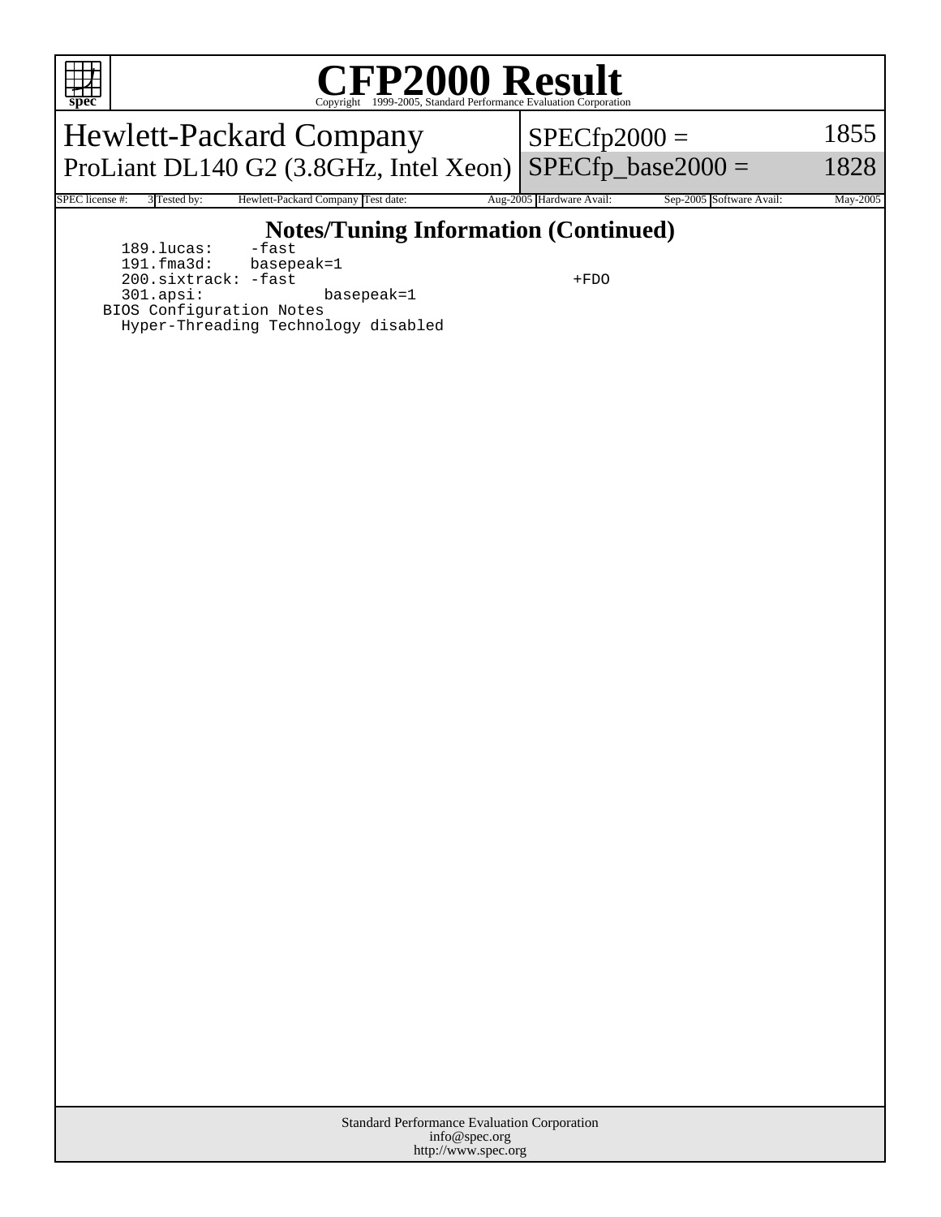# CFP2000 Result

Copyright 1999-2005, Standard Performance Evaluation Corporation

Hewlett-Packard Company
ProLiant DL140 G2 (3.8GHz, Intel Xeon)

SPECfp2000 = 1855
SPECfp_base2000 = 1828

| SPEC license #: | 3 | Tested by: | Hewlett-Packard Company | Test date: | Aug-2005 | Hardware Avail: | Sep-2005 | Software Avail: | May-2005 |
|---|---|---|---|---|---|---|---|---|---|

## Notes/Tuning Information (Continued)

```
    189.lucas:    -fast
    191.fma3d:    basepeak=1
    200.sixtrack: -fast                                  +FDO
    301.apsi:            basepeak=1
  BIOS Configuration Notes
    Hyper-Threading Technology disabled
```

Standard Performance Evaluation Corporation
info@spec.org
http://www.spec.org